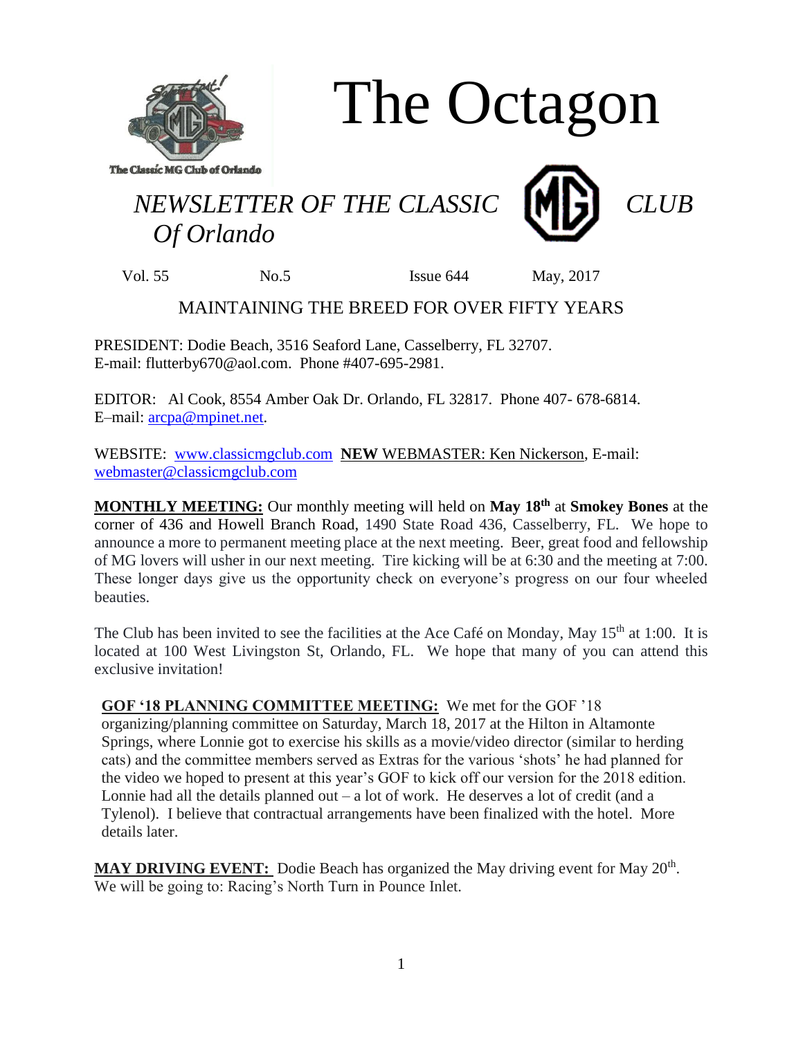The Classic MG Club of Orlando

# The Octagon

## *NEWSLETTER OF THE CLASSIC MG CLUB Of Orlando*

Vol. 55 No.5 Issue 644 May, 2017

MAINTAINING THE BREED FOR OVER FIFTY YEARS

PRESIDENT: Dodie Beach, 3516 Seaford Lane, Casselberry, FL 32707.
E-mail: flutterby670@aol.com. Phone #407-695-2981.

EDITOR: Al Cook, 8554 Amber Oak Dr. Orlando, FL 32817. Phone 407- 678-6814.
E–mail: arcpa@mpinet.net.

WEBSITE: www.classicmgclub.com **NEW** WEBMASTER: Ken Nickerson, E-mail: webmaster@classicmgclub.com

**MONTHLY MEETING:** Our monthly meeting will held on **May 18th** at **Smokey Bones** at the corner of 436 and Howell Branch Road, 1490 State Road 436, Casselberry, FL. We hope to announce a more to permanent meeting place at the next meeting. Beer, great food and fellowship of MG lovers will usher in our next meeting. Tire kicking will be at 6:30 and the meeting at 7:00. These longer days give us the opportunity check on everyone's progress on our four wheeled beauties.

The Club has been invited to see the facilities at the Ace Café on Monday, May 15th at 1:00. It is located at 100 West Livingston St, Orlando, FL. We hope that many of you can attend this exclusive invitation!

**GOF '18 PLANNING COMMITTEE MEETING:** We met for the GOF '18 organizing/planning committee on Saturday, March 18, 2017 at the Hilton in Altamonte Springs, where Lonnie got to exercise his skills as a movie/video director (similar to herding cats) and the committee members served as Extras for the various 'shots' he had planned for the video we hoped to present at this year's GOF to kick off our version for the 2018 edition. Lonnie had all the details planned out – a lot of work. He deserves a lot of credit (and a Tylenol). I believe that contractual arrangements have been finalized with the hotel. More details later.

**MAY DRIVING EVENT:** Dodie Beach has organized the May driving event for May 20th. We will be going to: Racing's North Turn in Pounce Inlet.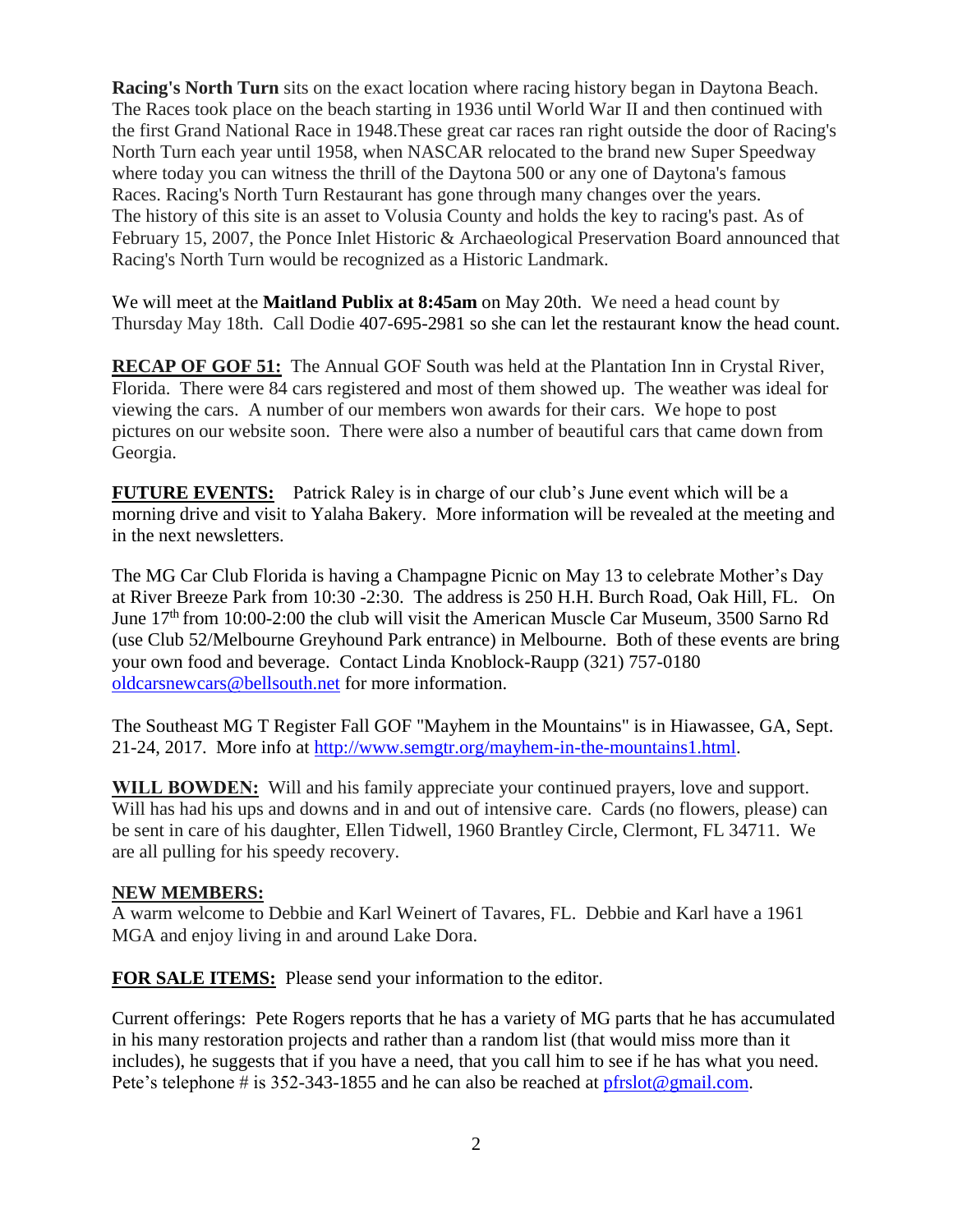**Racing's North Turn** sits on the exact location where racing history began in Daytona Beach. The Races took place on the beach starting in 1936 until World War II and then continued with the first Grand National Race in 1948.These great car races ran right outside the door of Racing's North Turn each year until 1958, when NASCAR relocated to the brand new Super Speedway where today you can witness the thrill of the Daytona 500 or any one of Daytona's famous Races. Racing's North Turn Restaurant has gone through many changes over the years. The history of this site is an asset to Volusia County and holds the key to racing's past. As of February 15, 2007, the Ponce Inlet Historic & Archaeological Preservation Board announced that Racing's North Turn would be recognized as a Historic Landmark.

We will meet at the **Maitland Publix at 8:45am** on May 20th. We need a head count by Thursday May 18th. Call Dodie 407-695-2981 so she can let the restaurant know the head count.

**RECAP OF GOF 51:** The Annual GOF South was held at the Plantation Inn in Crystal River, Florida. There were 84 cars registered and most of them showed up. The weather was ideal for viewing the cars. A number of our members won awards for their cars. We hope to post pictures on our website soon. There were also a number of beautiful cars that came down from Georgia.

**FUTURE EVENTS:** Patrick Raley is in charge of our club's June event which will be a morning drive and visit to Yalaha Bakery. More information will be revealed at the meeting and in the next newsletters.

The MG Car Club Florida is having a Champagne Picnic on May 13 to celebrate Mother's Day at River Breeze Park from 10:30 -2:30. The address is 250 H.H. Burch Road, Oak Hill, FL. On June 17th from 10:00-2:00 the club will visit the American Muscle Car Museum, 3500 Sarno Rd (use Club 52/Melbourne Greyhound Park entrance) in Melbourne. Both of these events are bring your own food and beverage. Contact Linda Knoblock-Raupp (321) 757-0180 oldcarsnewcars@bellsouth.net for more information.

The Southeast MG T Register Fall GOF "Mayhem in the Mountains" is in Hiawassee, GA, Sept. 21-24, 2017. More info at http://www.semgtr.org/mayhem-in-the-mountains1.html.

**WILL BOWDEN:** Will and his family appreciate your continued prayers, love and support. Will has had his ups and downs and in and out of intensive care. Cards (no flowers, please) can be sent in care of his daughter, Ellen Tidwell, 1960 Brantley Circle, Clermont, FL 34711. We are all pulling for his speedy recovery.

**NEW MEMBERS:**
A warm welcome to Debbie and Karl Weinert of Tavares, FL. Debbie and Karl have a 1961 MGA and enjoy living in and around Lake Dora.

**FOR SALE ITEMS:** Please send your information to the editor.

Current offerings: Pete Rogers reports that he has a variety of MG parts that he has accumulated in his many restoration projects and rather than a random list (that would miss more than it includes), he suggests that if you have a need, that you call him to see if he has what you need. Pete's telephone # is 352-343-1855 and he can also be reached at pfrslot@gmail.com.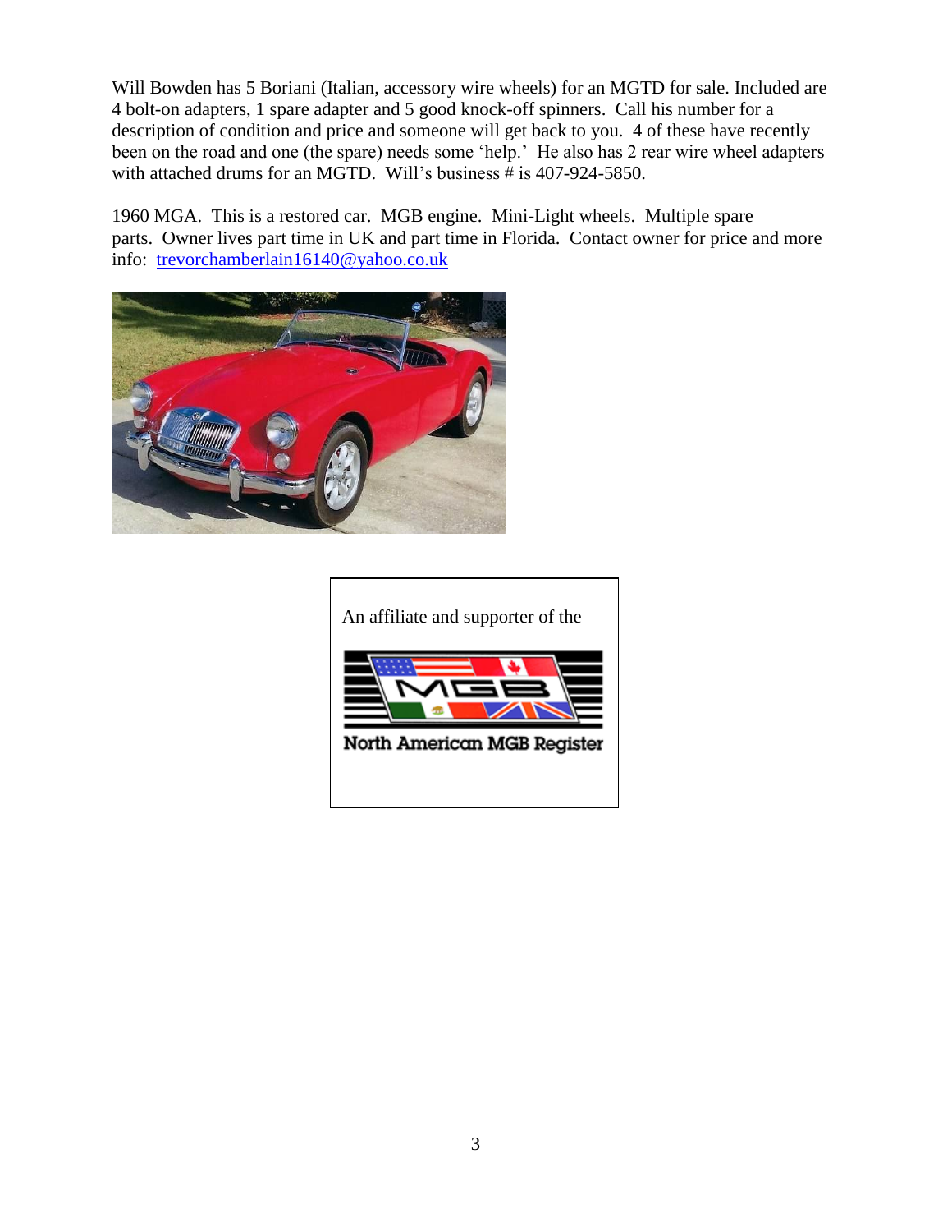Will Bowden has 5 Boriani (Italian, accessory wire wheels) for an MGTD for sale. Included are 4 bolt-on adapters, 1 spare adapter and 5 good knock-off spinners. Call his number for a description of condition and price and someone will get back to you. 4 of these have recently been on the road and one (the spare) needs some 'help.' He also has 2 rear wire wheel adapters with attached drums for an MGTD. Will's business # is 407-924-5850.

1960 MGA. This is a restored car. MGB engine. Mini-Light wheels. Multiple spare parts. Owner lives part time in UK and part time in Florida. Contact owner for price and more info: trevorchamberlain16140@yahoo.co.uk

An affiliate and supporter of the

North American MGB Register